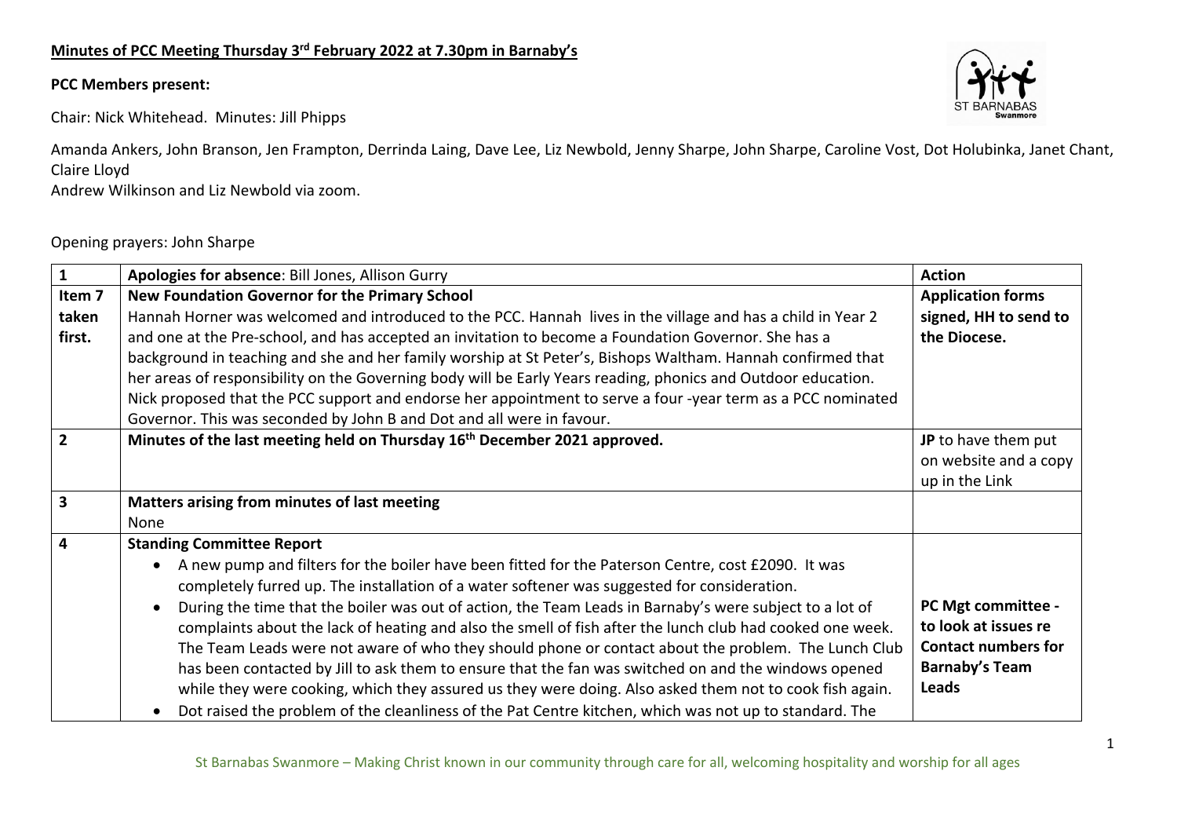**Minutes of PCC Meeting Thursday 3rd February 2022 at 7.30pm in Barnaby's**

**PCC Members present:**

Chair: Nick Whitehead. Minutes: Jill Phipps

Amanda Ankers, John Branson, Jen Frampton, Derrinda Laing, Dave Lee, Liz Newbold, Jenny Sharpe, John Sharpe, Caroline Vost, Dot Holubinka, Janet Chant, Claire Lloyd
Andrew Wilkinson and Liz Newbold via zoom.

Opening prayers: John Sharpe

| 1 | **Apologies for absence**: Bill Jones, Allison Gurry | **Action** |
|---|---|---|
| **Item 7 taken first.** | **New Foundation Governor for the Primary School**<br>Hannah Horner was welcomed and introduced to the PCC. Hannah lives in the village and has a child in Year 2 and one at the Pre-school, and has accepted an invitation to become a Foundation Governor. She has a background in teaching and she and her family worship at St Peter's, Bishops Waltham. Hannah confirmed that her areas of responsibility on the Governing body will be Early Years reading, phonics and Outdoor education. Nick proposed that the PCC support and endorse her appointment to serve a four -year term as a PCC nominated Governor. This was seconded by John B and Dot and all were in favour. | **Application forms signed, HH to send to the Diocese.** |
| **2** | **Minutes of the last meeting held on Thursday 16th December 2021 approved.** | **JP** to have them put on website and a copy up in the Link |
| **3** | **Matters arising from minutes of last meeting**<br>None | |
| **4** | **Standing Committee Report**<br>• A new pump and filters for the boiler have been fitted for the Paterson Centre, cost £2090. It was completely furred up. The installation of a water softener was suggested for consideration.<br>• During the time that the boiler was out of action, the Team Leads in Barnaby's were subject to a lot of complaints about the lack of heating and also the smell of fish after the lunch club had cooked one week. The Team Leads were not aware of who they should phone or contact about the problem. The Lunch Club has been contacted by Jill to ask them to ensure that the fan was switched on and the windows opened while they were cooking, which they assured us they were doing. Also asked them not to cook fish again.<br>• Dot raised the problem of the cleanliness of the Pat Centre kitchen, which was not up to standard. The | **PC Mgt committee - to look at issues re Contact numbers for Barnaby's Team Leads** |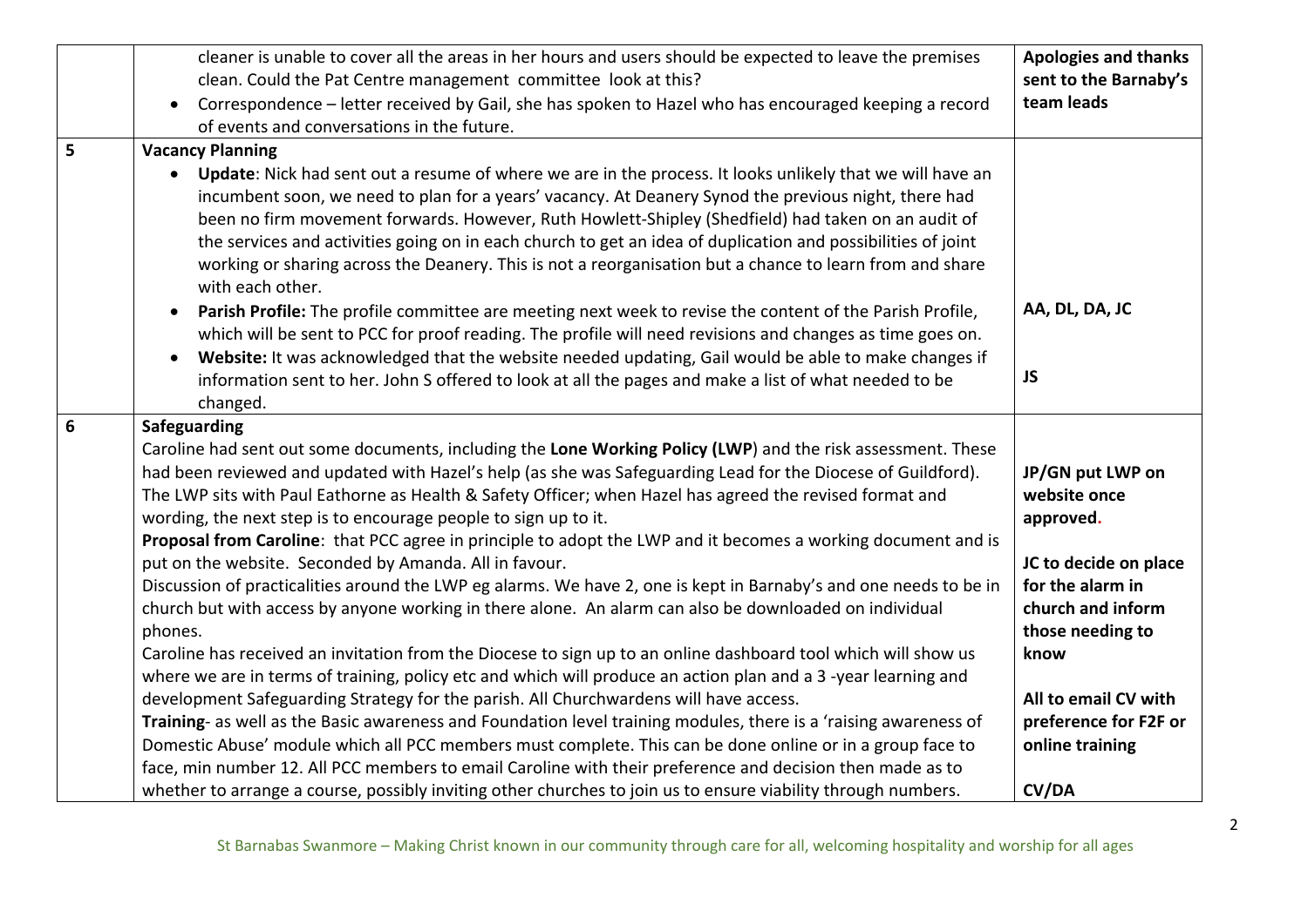| | | |
|---|---|---|
| | cleaner is unable to cover all the areas in her hours and users should be expected to leave the premises clean. Could the Pat Centre management committee look at this?<br>• Correspondence – letter received by Gail, she has spoken to Hazel who has encouraged keeping a record of events and conversations in the future. | **Apologies and thanks sent to the Barnaby's team leads** |
| **5** | **Vacancy Planning**<br>• **Update**: Nick had sent out a resume of where we are in the process. It looks unlikely that we will have an incumbent soon, we need to plan for a years' vacancy. At Deanery Synod the previous night, there had been no firm movement forwards. However, Ruth Howlett-Shipley (Shedfield) had taken on an audit of the services and activities going on in each church to get an idea of duplication and possibilities of joint working or sharing across the Deanery. This is not a reorganisation but a chance to learn from and share with each other.<br>• **Parish Profile:** The profile committee are meeting next week to revise the content of the Parish Profile, which will be sent to PCC for proof reading. The profile will need revisions and changes as time goes on.<br>• **Website:** It was acknowledged that the website needed updating, Gail would be able to make changes if information sent to her. John S offered to look at all the pages and make a list of what needed to be changed. | **AA, DL, DA, JC**<br><br>**JS** |
| **6** | **Safeguarding**<br>Caroline had sent out some documents, including the **Lone Working Policy (LWP**) and the risk assessment. These had been reviewed and updated with Hazel's help (as she was Safeguarding Lead for the Diocese of Guildford). The LWP sits with Paul Eathorne as Health & Safety Officer; when Hazel has agreed the revised format and wording, the next step is to encourage people to sign up to it.<br>**Proposal from Caroline**: that PCC agree in principle to adopt the LWP and it becomes a working document and is put on the website. Seconded by Amanda. All in favour.<br>Discussion of practicalities around the LWP eg alarms. We have 2, one is kept in Barnaby's and one needs to be in church but with access by anyone working in there alone. An alarm can also be downloaded on individual phones.<br>Caroline has received an invitation from the Diocese to sign up to an online dashboard tool which will show us where we are in terms of training, policy etc and which will produce an action plan and a 3 -year learning and development Safeguarding Strategy for the parish. All Churchwardens will have access.<br>**Training**- as well as the Basic awareness and Foundation level training modules, there is a 'raising awareness of Domestic Abuse' module which all PCC members must complete. This can be done online or in a group face to face, min number 12. All PCC members to email Caroline with their preference and decision then made as to whether to arrange a course, possibly inviting other churches to join us to ensure viability through numbers. | **JP/GN put LWP on website once approved.**<br><br>**JC to decide on place for the alarm in church and inform those needing to know**<br><br>**All to email CV with preference for F2F or online training**<br><br>**CV/DA** |

St Barnabas Swanmore – Making Christ known in our community through care for all, welcoming hospitality and worship for all ages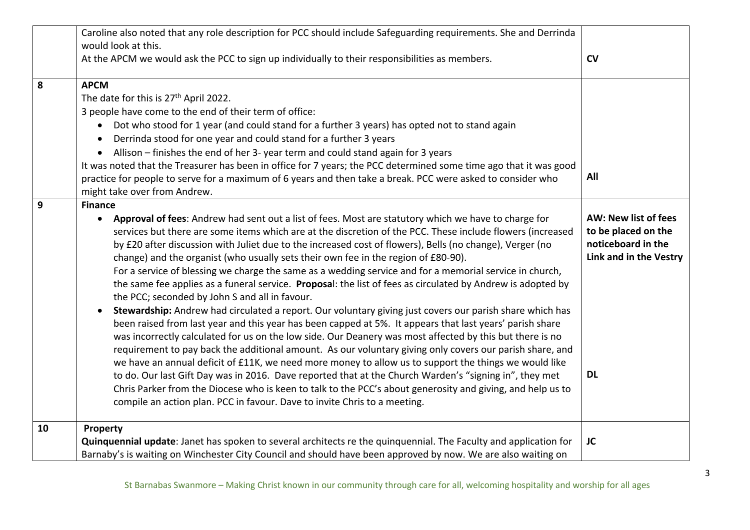| | | |
|---|---|---|
| | Caroline also noted that any role description for PCC should include Safeguarding requirements. She and Derrinda would look at this.<br>At the APCM we would ask the PCC to sign up individually to their responsibilities as members. | **CV** |
| **8** | **APCM**<br>The date for this is 27th April 2022.<br>3 people have come to the end of their term of office:<br>• Dot who stood for 1 year (and could stand for a further 3 years) has opted not to stand again<br>• Derrinda stood for one year and could stand for a further 3 years<br>• Allison – finishes the end of her 3- year term and could stand again for 3 years<br>It was noted that the Treasurer has been in office for 7 years; the PCC determined some time ago that it was good practice for people to serve for a maximum of 6 years and then take a break. PCC were asked to consider who might take over from Andrew. | **All** |
| **9** | **Finance**<br>• **Approval of fees**: Andrew had sent out a list of fees. Most are statutory which we have to charge for services but there are some items which are at the discretion of the PCC. These include flowers (increased by £20 after discussion with Juliet due to the increased cost of flowers), Bells (no change), Verger (no change) and the organist (who usually sets their own fee in the region of £80-90).<br>For a service of blessing we charge the same as a wedding service and for a memorial service in church, the same fee applies as a funeral service. **Proposa**l: the list of fees as circulated by Andrew is adopted by the PCC; seconded by John S and all in favour.<br>• **Stewardship:** Andrew had circulated a report. Our voluntary giving just covers our parish share which has been raised from last year and this year has been capped at 5%. It appears that last years' parish share was incorrectly calculated for us on the low side. Our Deanery was most affected by this but there is no requirement to pay back the additional amount. As our voluntary giving only covers our parish share, and we have an annual deficit of £11K, we need more money to allow us to support the things we would like to do. Our last Gift Day was in 2016. Dave reported that at the Church Warden's "signing in", they met Chris Parker from the Diocese who is keen to talk to the PCC's about generosity and giving, and help us to compile an action plan. PCC in favour. Dave to invite Chris to a meeting. | **AW: New list of fees to be placed on the noticeboard in the Link and in the Vestry**<br><br>**DL** |
| **10** | **Property**<br>**Quinquennial update**: Janet has spoken to several architects re the quinquennial. The Faculty and application for Barnaby's is waiting on Winchester City Council and should have been approved by now. We are also waiting on | **JC** |

St Barnabas Swanmore – Making Christ known in our community through care for all, welcoming hospitality and worship for all ages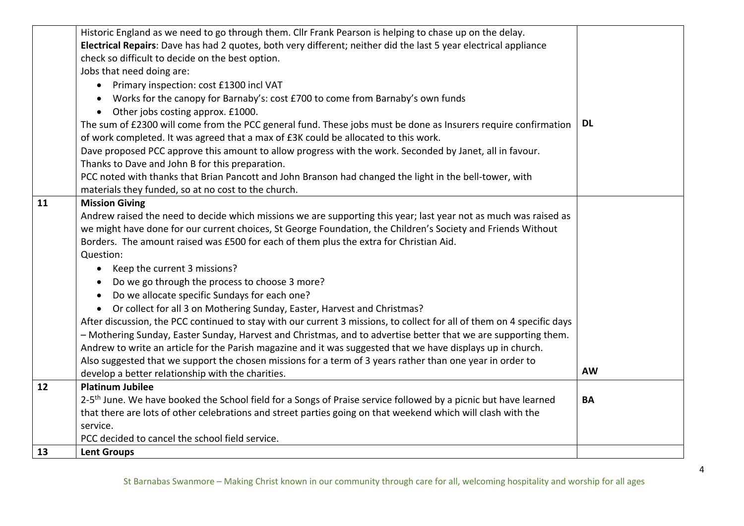| | | |
|---|---|---|
| | Historic England as we need to go through them. Cllr Frank Pearson is helping to chase up on the delay.<br>**Electrical Repairs**: Dave has had 2 quotes, both very different; neither did the last 5 year electrical appliance check so difficult to decide on the best option.<br>Jobs that need doing are:<br>• Primary inspection: cost £1300 incl VAT<br>• Works for the canopy for Barnaby's: cost £700 to come from Barnaby's own funds<br>• Other jobs costing approx. £1000.<br>The sum of £2300 will come from the PCC general fund. These jobs must be done as Insurers require confirmation of work completed. It was agreed that a max of £3K could be allocated to this work.<br>Dave proposed PCC approve this amount to allow progress with the work. Seconded by Janet, all in favour.<br>Thanks to Dave and John B for this preparation.<br>PCC noted with thanks that Brian Pancott and John Branson had changed the light in the bell-tower, with materials they funded, so at no cost to the church. | **DL** |
| **11** | **Mission Giving**<br>Andrew raised the need to decide which missions we are supporting this year; last year not as much was raised as we might have done for our current choices, St George Foundation, the Children's Society and Friends Without Borders. The amount raised was £500 for each of them plus the extra for Christian Aid.<br>Question:<br>• Keep the current 3 missions?<br>• Do we go through the process to choose 3 more?<br>• Do we allocate specific Sundays for each one?<br>• Or collect for all 3 on Mothering Sunday, Easter, Harvest and Christmas?<br>After discussion, the PCC continued to stay with our current 3 missions, to collect for all of them on 4 specific days – Mothering Sunday, Easter Sunday, Harvest and Christmas, and to advertise better that we are supporting them.<br>Andrew to write an article for the Parish magazine and it was suggested that we have displays up in church.<br>Also suggested that we support the chosen missions for a term of 3 years rather than one year in order to develop a better relationship with the charities. | **AW** |
| **12** | **Platinum Jubilee**<br>2-5th June. We have booked the School field for a Songs of Praise service followed by a picnic but have learned that there are lots of other celebrations and street parties going on that weekend which will clash with the service.<br>PCC decided to cancel the school field service. | **BA** |
| **13** | **Lent Groups** | |

St Barnabas Swanmore – Making Christ known in our community through care for all, welcoming hospitality and worship for all ages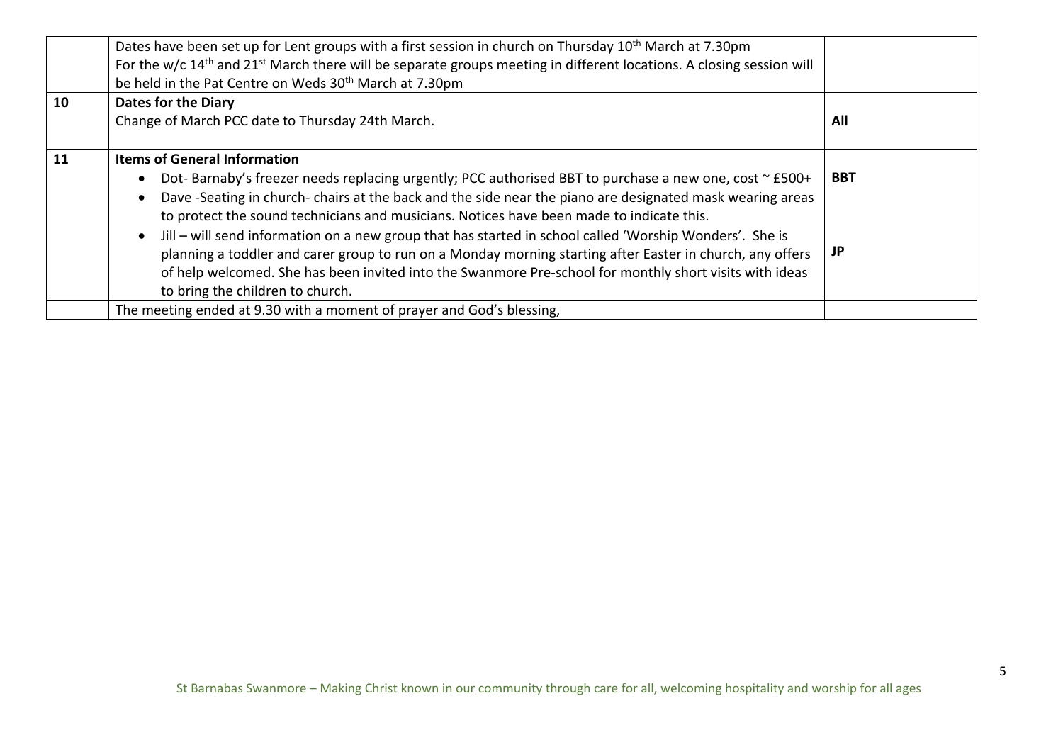| | | |
|---|---|---|
| | Dates have been set up for Lent groups with a first session in church on Thursday 10th March at 7.30pm<br>For the w/c 14th and 21st March there will be separate groups meeting in different locations. A closing session will be held in the Pat Centre on Weds 30th March at 7.30pm | |
| 10 | **Dates for the Diary**<br>Change of March PCC date to Thursday 24th March. | **All** |
| 11 | **Items of General Information**<br>• Dot- Barnaby's freezer needs replacing urgently; PCC authorised BBT to purchase a new one, cost ~ £500+<br>• Dave -Seating in church- chairs at the back and the side near the piano are designated mask wearing areas to protect the sound technicians and musicians. Notices have been made to indicate this.<br>• Jill – will send information on a new group that has started in school called 'Worship Wonders'. She is planning a toddler and carer group to run on a Monday morning starting after Easter in church, any offers of help welcomed. She has been invited into the Swanmore Pre-school for monthly short visits with ideas to bring the children to church. | **BBT**<br><br>**JP** |
| | The meeting ended at 9.30 with a moment of prayer and God's blessing, | |

St Barnabas Swanmore – Making Christ known in our community through care for all, welcoming hospitality and worship for all ages